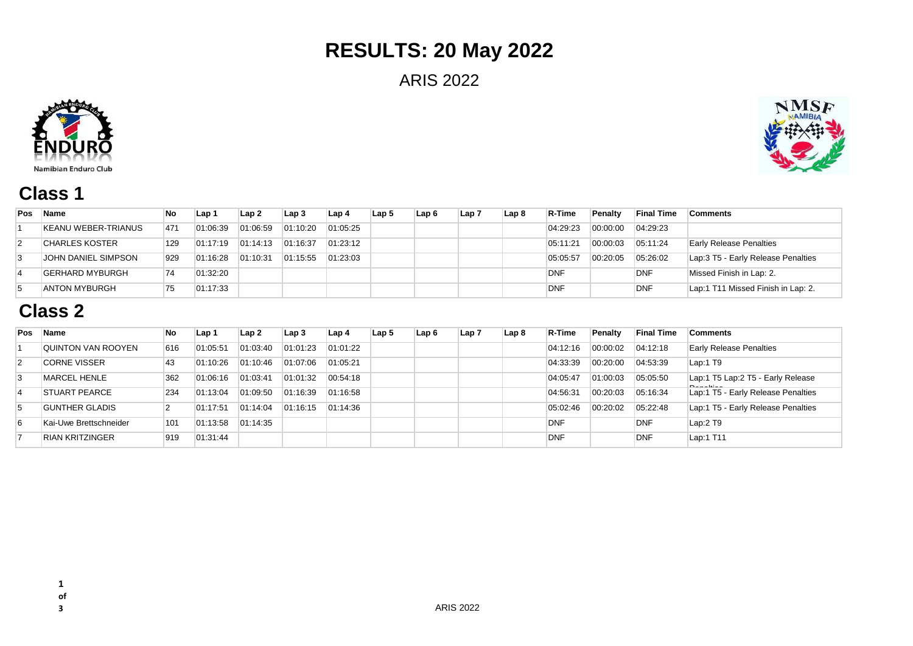# RESULTS: 20 May 2022

ARIS 2022

Namibian Enduro Club

## Class 1

| Pos | Name | No | Lap 1 | Lap 2 | Lap 3 | Lap 4 | Lap 5 | Lap 6 | Lap 7 | Lap 8 | R-Time | Penalty | Final Time | Comments |
|---|---|---|---|---|---|---|---|---|---|---|---|---|---|---|
| 1 | KEANU WEBER-TRIANUS | 471 | 01:06:39 | 01:06:59 | 01:10:20 | 01:05:25 | | | | | 04:29:23 | 00:00:00 | 04:29:23 | |
| 2 | CHARLES KOSTER | 129 | 01:17:19 | 01:14:13 | 01:16:37 | 01:23:12 | | | | | 05:11:21 | 00:00:03 | 05:11:24 | Early Release Penalties |
| 3 | JOHN DANIEL SIMPSON | 929 | 01:16:28 | 01:10:31 | 01:15:55 | 01:23:03 | | | | | 05:05:57 | 00:20:05 | 05:26:02 | Lap:3 T5 - Early Release Penalties |
| 4 | GERHARD MYBURGH | 74 | 01:32:20 | | | | | | | | DNF | | DNF | Missed Finish in Lap: 2. |
| 5 | ANTON MYBURGH | 75 | 01:17:33 | | | | | | | | DNF | | DNF | Lap:1 T11 Missed Finish in Lap: 2. |

## Class 2

| Pos | Name | No | Lap 1 | Lap 2 | Lap 3 | Lap 4 | Lap 5 | Lap 6 | Lap 7 | Lap 8 | R-Time | Penalty | Final Time | Comments |
|---|---|---|---|---|---|---|---|---|---|---|---|---|---|---|
| 1 | QUINTON VAN ROOYEN | 616 | 01:05:51 | 01:03:40 | 01:01:23 | 01:01:22 | | | | | 04:12:16 | 00:00:02 | 04:12:18 | Early Release Penalties |
| 2 | CORNE VISSER | 43 | 01:10:26 | 01:10:46 | 01:07:06 | 01:05:21 | | | | | 04:33:39 | 00:20:00 | 04:53:39 | Lap:1 T9 |
| 3 | MARCEL HENLE | 362 | 01:06:16 | 01:03:41 | 01:01:32 | 00:54:18 | | | | | 04:05:47 | 01:00:03 | 05:05:50 | Lap:1 T5 Lap:2 T5 - Early Release Penalties |
| 4 | STUART PEARCE | 234 | 01:13:04 | 01:09:50 | 01:16:39 | 01:16:58 | | | | | 04:56:31 | 00:20:03 | 05:16:34 | Lap:1 T5 - Early Release Penalties |
| 5 | GUNTHER GLADIS | 2 | 01:17:51 | 01:14:04 | 01:16:15 | 01:14:36 | | | | | 05:02:46 | 00:20:02 | 05:22:48 | Lap:1 T5 - Early Release Penalties |
| 6 | Kai-Uwe Brettschneider | 101 | 01:13:58 | 01:14:35 | | | | | | | DNF | | DNF | Lap:2 T9 |
| 7 | RIAN KRITZINGER | 919 | 01:31:44 | | | | | | | | DNF | | DNF | Lap:1 T11 |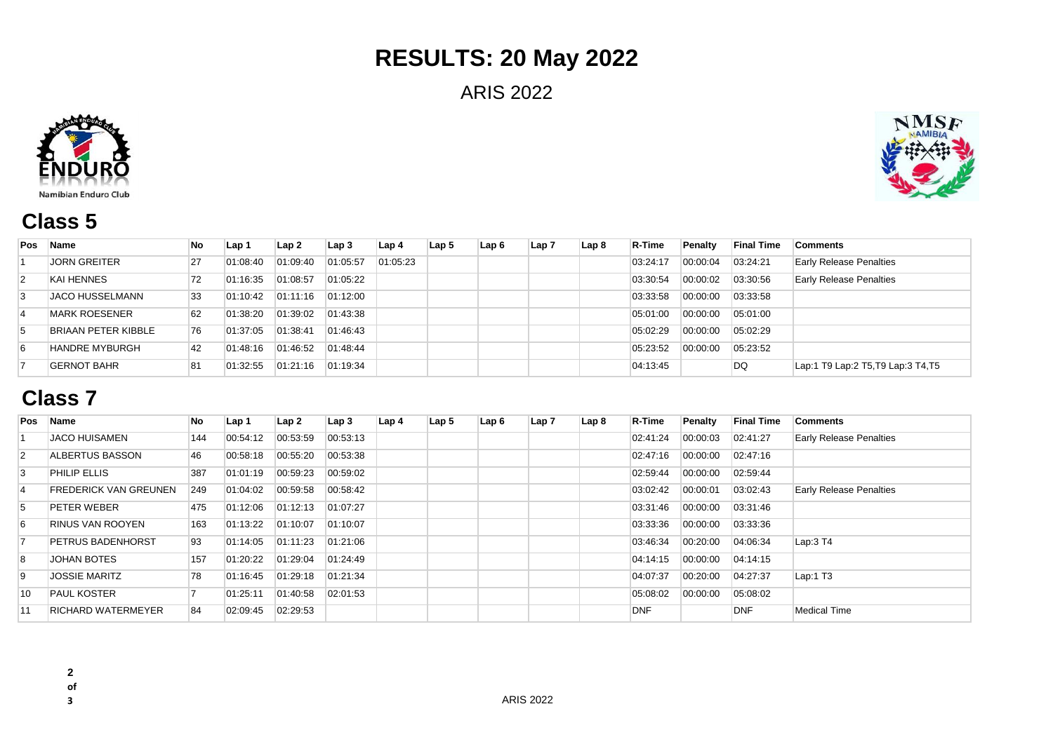# RESULTS: 20 May 2022

ARIS 2022

## Class 5

| Pos | Name | No | Lap 1 | Lap 2 | Lap 3 | Lap 4 | Lap 5 | Lap 6 | Lap 7 | Lap 8 | R-Time | Penalty | Final Time | Comments |
|---|---|---|---|---|---|---|---|---|---|---|---|---|---|---|
| 1 | JORN GREITER | 27 | 01:08:40 | 01:09:40 | 01:05:57 | 01:05:23 | | | | | 03:24:17 | 00:00:04 | 03:24:21 | Early Release Penalties |
| 2 | KAI HENNES | 72 | 01:16:35 | 01:08:57 | 01:05:22 | | | | | | 03:30:54 | 00:00:02 | 03:30:56 | Early Release Penalties |
| 3 | JACO HUSSELMANN | 33 | 01:10:42 | 01:11:16 | 01:12:00 | | | | | | 03:33:58 | 00:00:00 | 03:33:58 | |
| 4 | MARK ROESENER | 62 | 01:38:20 | 01:39:02 | 01:43:38 | | | | | | 05:01:00 | 00:00:00 | 05:01:00 | |
| 5 | BRIAAN PETER KIBBLE | 76 | 01:37:05 | 01:38:41 | 01:46:43 | | | | | | 05:02:29 | 00:00:00 | 05:02:29 | |
| 6 | HANDRE MYBURGH | 42 | 01:48:16 | 01:46:52 | 01:48:44 | | | | | | 05:23:52 | 00:00:00 | 05:23:52 | |
| 7 | GERNOT BAHR | 81 | 01:32:55 | 01:21:16 | 01:19:34 | | | | | | 04:13:45 | | DQ | Lap:1 T9 Lap:2 T5,T9 Lap:3 T4,T5 |

## Class 7

| Pos | Name | No | Lap 1 | Lap 2 | Lap 3 | Lap 4 | Lap 5 | Lap 6 | Lap 7 | Lap 8 | R-Time | Penalty | Final Time | Comments |
|---|---|---|---|---|---|---|---|---|---|---|---|---|---|---|
| 1 | JACO HUISAMEN | 144 | 00:54:12 | 00:53:59 | 00:53:13 | | | | | | 02:41:24 | 00:00:03 | 02:41:27 | Early Release Penalties |
| 2 | ALBERTUS BASSON | 46 | 00:58:18 | 00:55:20 | 00:53:38 | | | | | | 02:47:16 | 00:00:00 | 02:47:16 | |
| 3 | PHILIP ELLIS | 387 | 01:01:19 | 00:59:23 | 00:59:02 | | | | | | 02:59:44 | 00:00:00 | 02:59:44 | |
| 4 | FREDERICK VAN GREUNEN | 249 | 01:04:02 | 00:59:58 | 00:58:42 | | | | | | 03:02:42 | 00:00:01 | 03:02:43 | Early Release Penalties |
| 5 | PETER WEBER | 475 | 01:12:06 | 01:12:13 | 01:07:27 | | | | | | 03:31:46 | 00:00:00 | 03:31:46 | |
| 6 | RINUS VAN ROOYEN | 163 | 01:13:22 | 01:10:07 | 01:10:07 | | | | | | 03:33:36 | 00:00:00 | 03:33:36 | |
| 7 | PETRUS BADENHORST | 93 | 01:14:05 | 01:11:23 | 01:21:06 | | | | | | 03:46:34 | 00:20:00 | 04:06:34 | Lap:3 T4 |
| 8 | JOHAN BOTES | 157 | 01:20:22 | 01:29:04 | 01:24:49 | | | | | | 04:14:15 | 00:00:00 | 04:14:15 | |
| 9 | JOSSIE MARITZ | 78 | 01:16:45 | 01:29:18 | 01:21:34 | | | | | | 04:07:37 | 00:20:00 | 04:27:37 | Lap:1 T3 |
| 10 | PAUL KOSTER | 7 | 01:25:11 | 01:40:58 | 02:01:53 | | | | | | 05:08:02 | 00:00:00 | 05:08:02 | |
| 11 | RICHARD WATERMEYER | 84 | 02:09:45 | 02:29:53 | | | | | | | DNF | | DNF | Medical Time |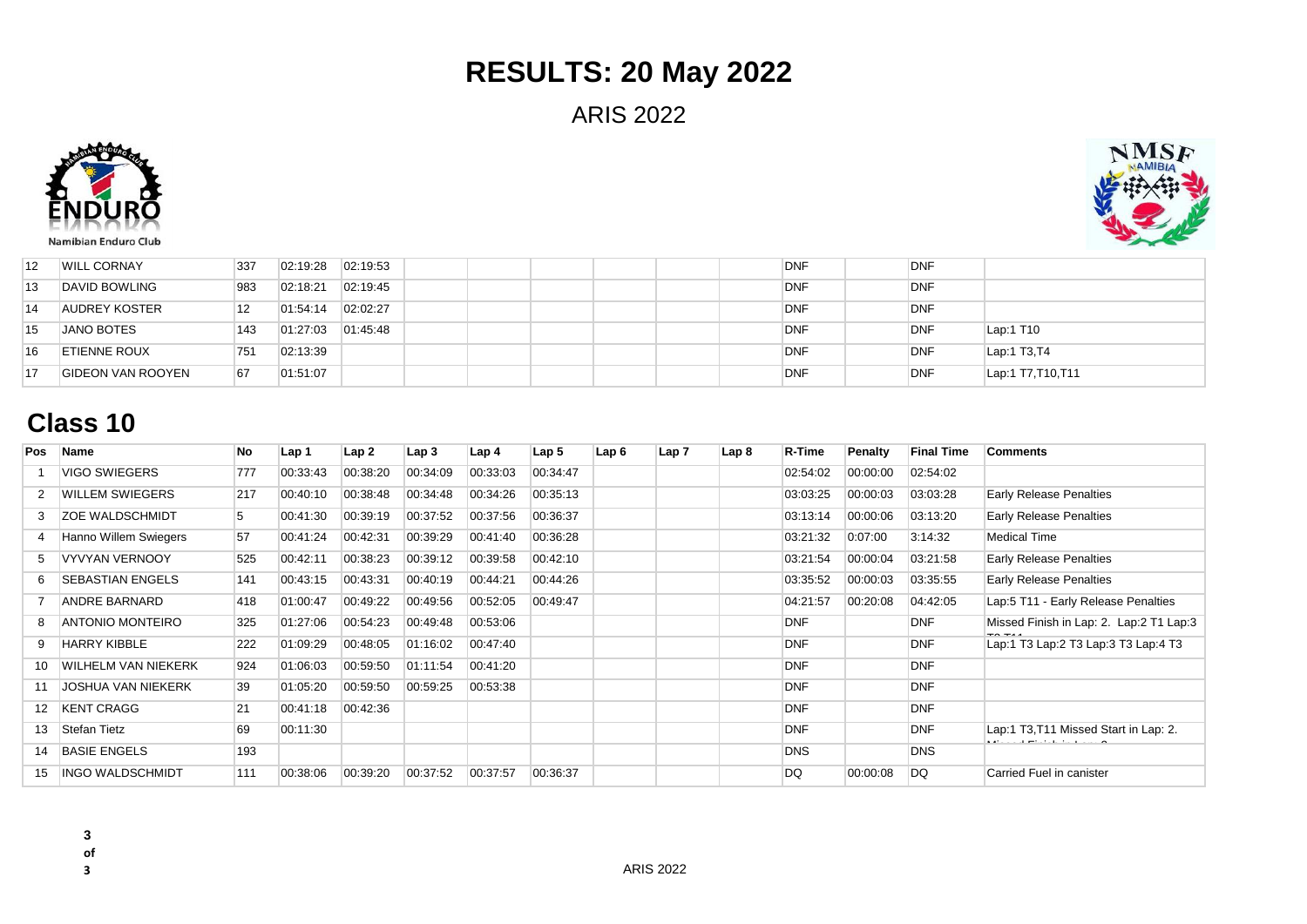# RESULTS: 20 May 2022

## ARIS 2022

Namibian Enduro Club

| | | | | | | | | | | | | | | |
|---|---|---|---|---|---|---|---|---|---|---|---|---|---|---|
| 12 | WILL CORNAY | 337 | 02:19:28 | 02:19:53 | | | | | | | DNF | | DNF | |
| 13 | DAVID BOWLING | 983 | 02:18:21 | 02:19:45 | | | | | | | DNF | | DNF | |
| 14 | AUDREY KOSTER | 12 | 01:54:14 | 02:02:27 | | | | | | | DNF | | DNF | |
| 15 | JANO BOTES | 143 | 01:27:03 | 01:45:48 | | | | | | | DNF | | DNF | Lap:1 T10 |
| 16 | ETIENNE ROUX | 751 | 02:13:39 | | | | | | | | DNF | | DNF | Lap:1 T3,T4 |
| 17 | GIDEON VAN ROOYEN | 67 | 01:51:07 | | | | | | | | DNF | | DNF | Lap:1 T7,T10,T11 |

## Class 10

| Pos | Name | No | Lap 1 | Lap 2 | Lap 3 | Lap 4 | Lap 5 | Lap 6 | Lap 7 | Lap 8 | R-Time | Penalty | Final Time | Comments |
|---|---|---|---|---|---|---|---|---|---|---|---|---|---|---|
| 1 | VIGO SWIEGERS | 777 | 00:33:43 | 00:38:20 | 00:34:09 | 00:33:03 | 00:34:47 | | | | 02:54:02 | 00:00:00 | 02:54:02 | |
| 2 | WILLEM SWIEGERS | 217 | 00:40:10 | 00:38:48 | 00:34:48 | 00:34:26 | 00:35:13 | | | | 03:03:25 | 00:00:03 | 03:03:28 | Early Release Penalties |
| 3 | ZOE WALDSCHMIDT | 5 | 00:41:30 | 00:39:19 | 00:37:52 | 00:37:56 | 00:36:37 | | | | 03:13:14 | 00:00:06 | 03:13:20 | Early Release Penalties |
| 4 | Hanno Willem Swiegers | 57 | 00:41:24 | 00:42:31 | 00:39:29 | 00:41:40 | 00:36:28 | | | | 03:21:32 | 0:07:00 | 3:14:32 | Medical Time |
| 5 | VYVYAN VERNOOY | 525 | 00:42:11 | 00:38:23 | 00:39:12 | 00:39:58 | 00:42:10 | | | | 03:21:54 | 00:00:04 | 03:21:58 | Early Release Penalties |
| 6 | SEBASTIAN ENGELS | 141 | 00:43:15 | 00:43:31 | 00:40:19 | 00:44:21 | 00:44:26 | | | | 03:35:52 | 00:00:03 | 03:35:55 | Early Release Penalties |
| 7 | ANDRE BARNARD | 418 | 01:00:47 | 00:49:22 | 00:49:56 | 00:52:05 | 00:49:47 | | | | 04:21:57 | 00:20:08 | 04:42:05 | Lap:5 T11 - Early Release Penalties |
| 8 | ANTONIO MONTEIRO | 325 | 01:27:06 | 00:54:23 | 00:49:48 | 00:53:06 | | | | | DNF | | DNF | Missed Finish in Lap: 2. Lap:2 T1 Lap:3 |
| 9 | HARRY KIBBLE | 222 | 01:09:29 | 00:48:05 | 01:16:02 | 00:47:40 | | | | | DNF | | DNF | Lap:1 T3 Lap:2 T3 Lap:3 T3 Lap:4 T3 |
| 10 | WILHELM VAN NIEKERK | 924 | 01:06:03 | 00:59:50 | 01:11:54 | 00:41:20 | | | | | DNF | | DNF | |
| 11 | JOSHUA VAN NIEKERK | 39 | 01:05:20 | 00:59:50 | 00:59:25 | 00:53:38 | | | | | DNF | | DNF | |
| 12 | KENT CRAGG | 21 | 00:41:18 | 00:42:36 | | | | | | | DNF | | DNF | |
| 13 | Stefan Tietz | 69 | 00:11:30 | | | | | | | | DNF | | DNF | Lap:1 T3,T11 Missed Start in Lap: 2. |
| 14 | BASIE ENGELS | 193 | | | | | | | | | DNS | | DNS | |
| 15 | INGO WALDSCHMIDT | 111 | 00:38:06 | 00:39:20 | 00:37:52 | 00:37:57 | 00:36:37 | | | | DQ | 00:00:08 | DQ | Carried Fuel in canister |